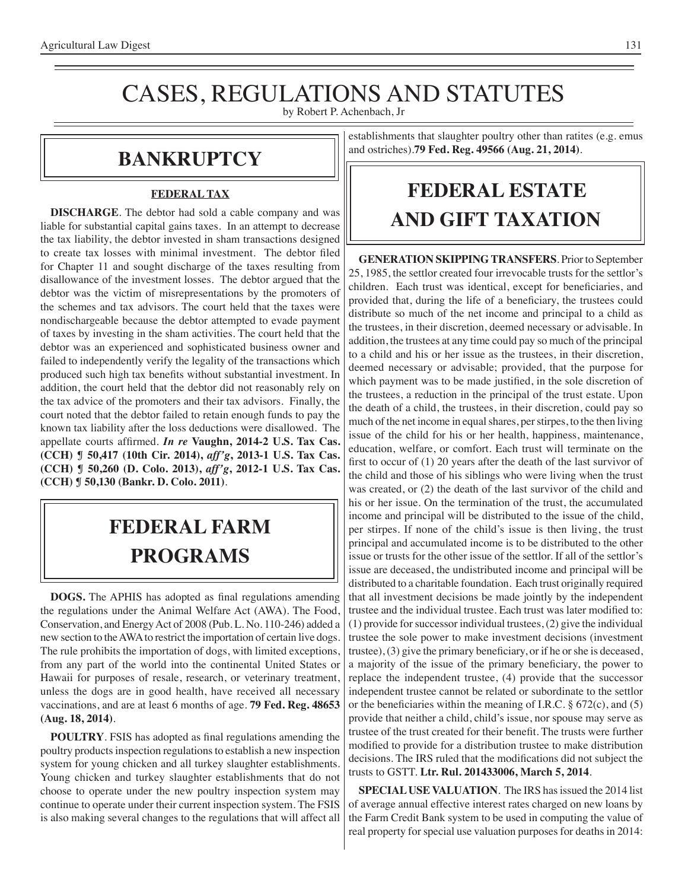# CASES, REGULATIONS AND STATUTES

by Robert P. Achenbach, Jr

## BANKRUPTCY

### FEDERAL TAX

**DISCHARGE**. The debtor had sold a cable company and was liable for substantial capital gains taxes. In an attempt to decrease the tax liability, the debtor invested in sham transactions designed to create tax losses with minimal investment. The debtor filed for Chapter 11 and sought discharge of the taxes resulting from disallowance of the investment losses. The debtor argued that the debtor was the victim of misrepresentations by the promoters of the schemes and tax advisors. The court held that the taxes were nondischargeable because the debtor attempted to evade payment of taxes by investing in the sham activities. The court held that the debtor was an experienced and sophisticated business owner and failed to independently verify the legality of the transactions which produced such high tax benefits without substantial investment. In addition, the court held that the debtor did not reasonably rely on the tax advice of the promoters and their tax advisors. Finally, the court noted that the debtor failed to retain enough funds to pay the known tax liability after the loss deductions were disallowed. The appellate courts affirmed. ***In re* Vaughn, 2014-2 U.S. Tax Cas. (CCH) ¶ 50,417 (10th Cir. 2014), *aff'g*, 2013-1 U.S. Tax Cas. (CCH) ¶ 50,260 (D. Colo. 2013), *aff'g*, 2012-1 U.S. Tax Cas. (CCH) ¶ 50,130 (Bankr. D. Colo. 2011)**.

## FEDERAL FARM PROGRAMS

**DOGS.** The APHIS has adopted as final regulations amending the regulations under the Animal Welfare Act (AWA). The Food, Conservation, and Energy Act of 2008 (Pub. L. No. 110-246) added a new section to the AWA to restrict the importation of certain live dogs. The rule prohibits the importation of dogs, with limited exceptions, from any part of the world into the continental United States or Hawaii for purposes of resale, research, or veterinary treatment, unless the dogs are in good health, have received all necessary vaccinations, and are at least 6 months of age. **79 Fed. Reg. 48653 (Aug. 18, 2014)**.

**POULTRY**. FSIS has adopted as final regulations amending the poultry products inspection regulations to establish a new inspection system for young chicken and all turkey slaughter establishments. Young chicken and turkey slaughter establishments that do not choose to operate under the new poultry inspection system may continue to operate under their current inspection system. The FSIS is also making several changes to the regulations that will affect all establishments that slaughter poultry other than ratites (e.g. emus and ostriches). **79 Fed. Reg. 49566 (Aug. 21, 2014)**.

## FEDERAL ESTATE AND GIFT TAXATION

**GENERATION SKIPPING TRANSFERS**. Prior to September 25, 1985, the settlor created four irrevocable trusts for the settlor's children. Each trust was identical, except for beneficiaries, and provided that, during the life of a beneficiary, the trustees could distribute so much of the net income and principal to a child as the trustees, in their discretion, deemed necessary or advisable. In addition, the trustees at any time could pay so much of the principal to a child and his or her issue as the trustees, in their discretion, deemed necessary or advisable; provided, that the purpose for which payment was to be made justified, in the sole discretion of the trustees, a reduction in the principal of the trust estate. Upon the death of a child, the trustees, in their discretion, could pay so much of the net income in equal shares, per stirpes, to the then living issue of the child for his or her health, happiness, maintenance, education, welfare, or comfort. Each trust will terminate on the first to occur of (1) 20 years after the death of the last survivor of the child and those of his siblings who were living when the trust was created, or (2) the death of the last survivor of the child and his or her issue. On the termination of the trust, the accumulated income and principal will be distributed to the issue of the child, per stirpes. If none of the child's issue is then living, the trust principal and accumulated income is to be distributed to the other issue or trusts for the other issue of the settlor. If all of the settlor's issue are deceased, the undistributed income and principal will be distributed to a charitable foundation. Each trust originally required that all investment decisions be made jointly by the independent trustee and the individual trustee. Each trust was later modified to: (1) provide for successor individual trustees, (2) give the individual trustee the sole power to make investment decisions (investment trustee), (3) give the primary beneficiary, or if he or she is deceased, a majority of the issue of the primary beneficiary, the power to replace the independent trustee, (4) provide that the successor independent trustee cannot be related or subordinate to the settlor or the beneficiaries within the meaning of I.R.C. § 672(c), and (5) provide that neither a child, child's issue, nor spouse may serve as trustee of the trust created for their benefit. The trusts were further modified to provide for a distribution trustee to make distribution decisions. The IRS ruled that the modifications did not subject the trusts to GSTT. **Ltr. Rul. 201433006, March 5, 2014**.

**SPECIAL USE VALUATION**. The IRS has issued the 2014 list of average annual effective interest rates charged on new loans by the Farm Credit Bank system to be used in computing the value of real property for special use valuation purposes for deaths in 2014: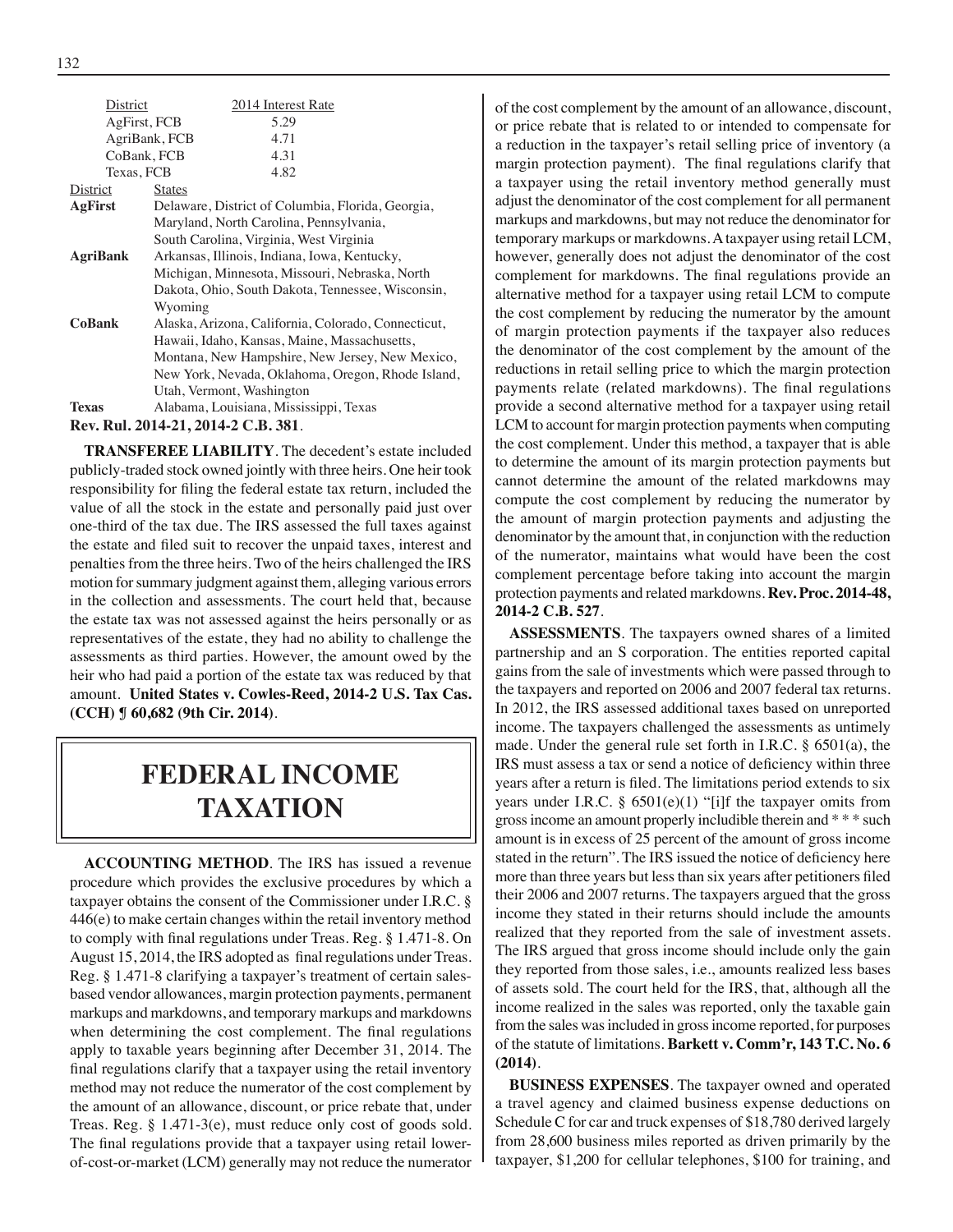| District | 2014 Interest Rate |
|---|---|
| AgFirst, FCB | 5.29 |
| AgriBank, FCB | 4.71 |
| CoBank, FCB | 4.31 |
| Texas, FCB | 4.82 |

| District | States |
|---|---|
| **AgFirst** | Delaware, District of Columbia, Florida, Georgia, Maryland, North Carolina, Pennsylvania, South Carolina, Virginia, West Virginia |
| **AgriBank** | Arkansas, Illinois, Indiana, Iowa, Kentucky, Michigan, Minnesota, Missouri, Nebraska, North Dakota, Ohio, South Dakota, Tennessee, Wisconsin, Wyoming |
| **CoBank** | Alaska, Arizona, California, Colorado, Connecticut, Hawaii, Idaho, Kansas, Maine, Massachusetts, Montana, New Hampshire, New Jersey, New Mexico, New York, Nevada, Oklahoma, Oregon, Rhode Island, Utah, Vermont, Washington |
| **Texas** | Alabama, Louisiana, Mississippi, Texas |

**Rev. Rul. 2014-21, 2014-2 C.B. 381**.

**TRANSFEREE LIABILITY**. The decedent's estate included publicly-traded stock owned jointly with three heirs. One heir took responsibility for filing the federal estate tax return, included the value of all the stock in the estate and personally paid just over one-third of the tax due. The IRS assessed the full taxes against the estate and filed suit to recover the unpaid taxes, interest and penalties from the three heirs. Two of the heirs challenged the IRS motion for summary judgment against them, alleging various errors in the collection and assessments. The court held that, because the estate tax was not assessed against the heirs personally or as representatives of the estate, they had no ability to challenge the assessments as third parties. However, the amount owed by the heir who had paid a portion of the estate tax was reduced by that amount. **United States v. Cowles-Reed, 2014-2 U.S. Tax Cas. (CCH) ¶ 60,682 (9th Cir. 2014)**.

# FEDERAL INCOME TAXATION

**ACCOUNTING METHOD**. The IRS has issued a revenue procedure which provides the exclusive procedures by which a taxpayer obtains the consent of the Commissioner under I.R.C. § 446(e) to make certain changes within the retail inventory method to comply with final regulations under Treas. Reg. § 1.471-8. On August 15, 2014, the IRS adopted as final regulations under Treas. Reg. § 1.471-8 clarifying a taxpayer's treatment of certain sales-based vendor allowances, margin protection payments, permanent markups and markdowns, and temporary markups and markdowns when determining the cost complement. The final regulations apply to taxable years beginning after December 31, 2014. The final regulations clarify that a taxpayer using the retail inventory method may not reduce the numerator of the cost complement by the amount of an allowance, discount, or price rebate that, under Treas. Reg. § 1.471-3(e), must reduce only cost of goods sold. The final regulations provide that a taxpayer using retail lower-of-cost-or-market (LCM) generally may not reduce the numerator of the cost complement by the amount of an allowance, discount, or price rebate that is related to or intended to compensate for a reduction in the taxpayer's retail selling price of inventory (a margin protection payment). The final regulations clarify that a taxpayer using the retail inventory method generally must adjust the denominator of the cost complement for all permanent markups and markdowns, but may not reduce the denominator for temporary markups or markdowns. A taxpayer using retail LCM, however, generally does not adjust the denominator of the cost complement for markdowns. The final regulations provide an alternative method for a taxpayer using retail LCM to compute the cost complement by reducing the numerator by the amount of margin protection payments if the taxpayer also reduces the denominator of the cost complement by the amount of the reductions in retail selling price to which the margin protection payments relate (related markdowns). The final regulations provide a second alternative method for a taxpayer using retail LCM to account for margin protection payments when computing the cost complement. Under this method, a taxpayer that is able to determine the amount of its margin protection payments but cannot determine the amount of the related markdowns may compute the cost complement by reducing the numerator by the amount of margin protection payments and adjusting the denominator by the amount that, in conjunction with the reduction of the numerator, maintains what would have been the cost complement percentage before taking into account the margin protection payments and related markdowns. **Rev. Proc. 2014-48, 2014-2 C.B. 527**.

**ASSESSMENTS**. The taxpayers owned shares of a limited partnership and an S corporation. The entities reported capital gains from the sale of investments which were passed through to the taxpayers and reported on 2006 and 2007 federal tax returns. In 2012, the IRS assessed additional taxes based on unreported income. The taxpayers challenged the assessments as untimely made. Under the general rule set forth in I.R.C. § 6501(a), the IRS must assess a tax or send a notice of deficiency within three years after a return is filed. The limitations period extends to six years under I.R.C. § 6501(e)(1) "[i]f the taxpayer omits from gross income an amount properly includible therein and * * * such amount is in excess of 25 percent of the amount of gross income stated in the return". The IRS issued the notice of deficiency here more than three years but less than six years after petitioners filed their 2006 and 2007 returns. The taxpayers argued that the gross income they stated in their returns should include the amounts realized that they reported from the sale of investment assets. The IRS argued that gross income should include only the gain they reported from those sales, i.e., amounts realized less bases of assets sold. The court held for the IRS, that, although all the income realized in the sales was reported, only the taxable gain from the sales was included in gross income reported, for purposes of the statute of limitations. **Barkett v. Comm'r, 143 T.C. No. 6 (2014)**.

**BUSINESS EXPENSES**. The taxpayer owned and operated a travel agency and claimed business expense deductions on Schedule C for car and truck expenses of $18,780 derived largely from 28,600 business miles reported as driven primarily by the taxpayer, $1,200 for cellular telephones, $100 for training, and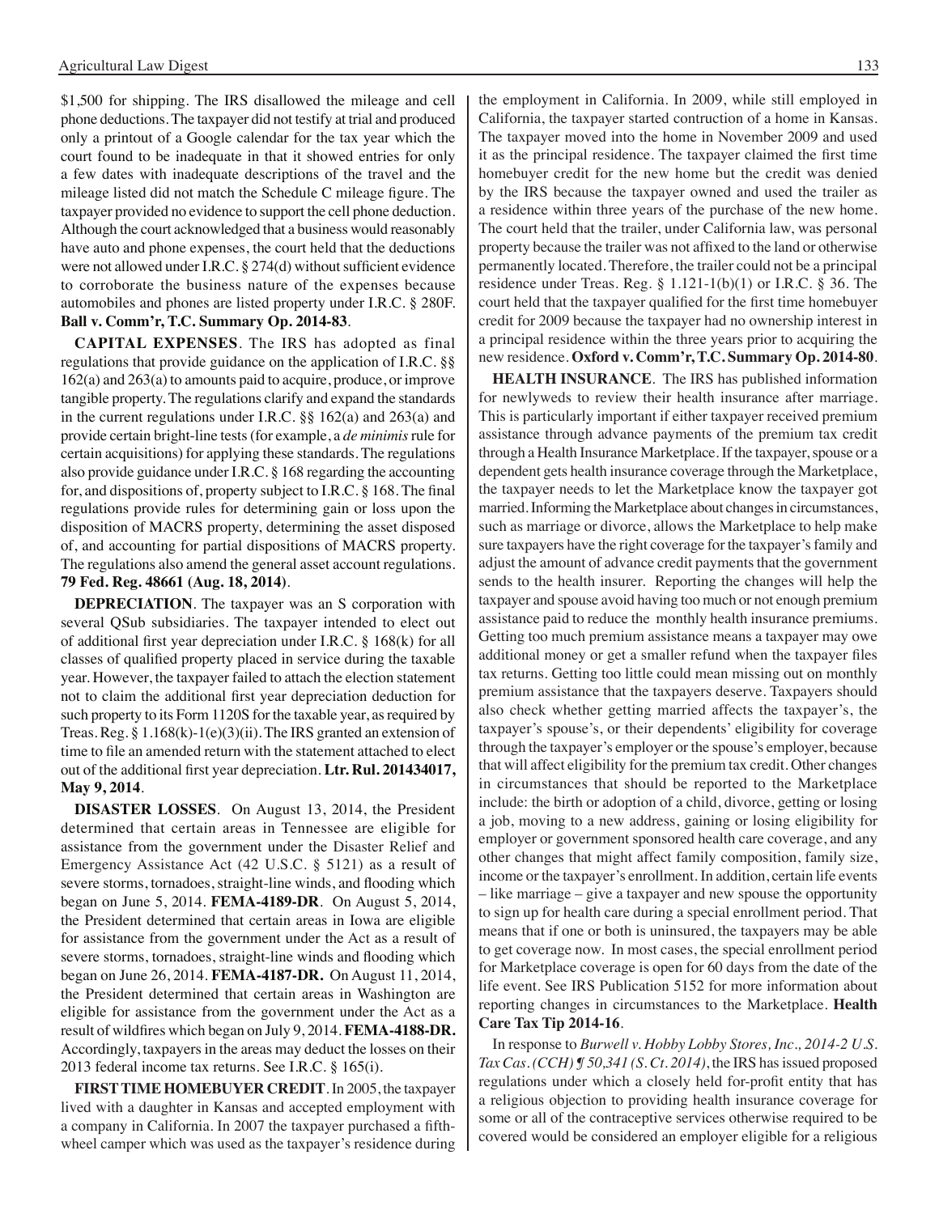$1,500 for shipping. The IRS disallowed the mileage and cell phone deductions. The taxpayer did not testify at trial and produced only a printout of a Google calendar for the tax year which the court found to be inadequate in that it showed entries for only a few dates with inadequate descriptions of the travel and the mileage listed did not match the Schedule C mileage figure. The taxpayer provided no evidence to support the cell phone deduction. Although the court acknowledged that a business would reasonably have auto and phone expenses, the court held that the deductions were not allowed under I.R.C. § 274(d) without sufficient evidence to corroborate the business nature of the expenses because automobiles and phones are listed property under I.R.C. § 280F. **Ball v. Comm'r, T.C. Summary Op. 2014-83**.

**CAPITAL EXPENSES**. The IRS has adopted as final regulations that provide guidance on the application of I.R.C. §§ 162(a) and 263(a) to amounts paid to acquire, produce, or improve tangible property. The regulations clarify and expand the standards in the current regulations under I.R.C. §§ 162(a) and 263(a) and provide certain bright-line tests (for example, a *de minimis* rule for certain acquisitions) for applying these standards. The regulations also provide guidance under I.R.C. § 168 regarding the accounting for, and dispositions of, property subject to I.R.C. § 168. The final regulations provide rules for determining gain or loss upon the disposition of MACRS property, determining the asset disposed of, and accounting for partial dispositions of MACRS property. The regulations also amend the general asset account regulations. **79 Fed. Reg. 48661 (Aug. 18, 2014)**.

**DEPRECIATION**. The taxpayer was an S corporation with several QSub subsidiaries. The taxpayer intended to elect out of additional first year depreciation under I.R.C. § 168(k) for all classes of qualified property placed in service during the taxable year. However, the taxpayer failed to attach the election statement not to claim the additional first year depreciation deduction for such property to its Form 1120S for the taxable year, as required by Treas. Reg. § 1.168(k)-1(e)(3)(ii). The IRS granted an extension of time to file an amended return with the statement attached to elect out of the additional first year depreciation. **Ltr. Rul. 201434017, May 9, 2014**.

**DISASTER LOSSES**. On August 13, 2014, the President determined that certain areas in Tennessee are eligible for assistance from the government under the Disaster Relief and Emergency Assistance Act (42 U.S.C. § 5121) as a result of severe storms, tornadoes, straight-line winds, and flooding which began on June 5, 2014. **FEMA-4189-DR**. On August 5, 2014, the President determined that certain areas in Iowa are eligible for assistance from the government under the Act as a result of severe storms, tornadoes, straight-line winds and flooding which began on June 26, 2014. **FEMA-4187-DR.** On August 11, 2014, the President determined that certain areas in Washington are eligible for assistance from the government under the Act as a result of wildfires which began on July 9, 2014. **FEMA-4188-DR.** Accordingly, taxpayers in the areas may deduct the losses on their 2013 federal income tax returns. See I.R.C. § 165(i).

**FIRST TIME HOMEBUYER CREDIT**. In 2005, the taxpayer lived with a daughter in Kansas and accepted employment with a company in California. In 2007 the taxpayer purchased a fifth-wheel camper which was used as the taxpayer's residence during the employment in California. In 2009, while still employed in California, the taxpayer started contruction of a home in Kansas. The taxpayer moved into the home in November 2009 and used it as the principal residence. The taxpayer claimed the first time homebuyer credit for the new home but the credit was denied by the IRS because the taxpayer owned and used the trailer as a residence within three years of the purchase of the new home. The court held that the trailer, under California law, was personal property because the trailer was not affixed to the land or otherwise permanently located. Therefore, the trailer could not be a principal residence under Treas. Reg. § 1.121-1(b)(1) or I.R.C. § 36. The court held that the taxpayer qualified for the first time homebuyer credit for 2009 because the taxpayer had no ownership interest in a principal residence within the three years prior to acquiring the new residence. **Oxford v. Comm'r, T.C. Summary Op. 2014-80**.

**HEALTH INSURANCE**. The IRS has published information for newlyweds to review their health insurance after marriage. This is particularly important if either taxpayer received premium assistance through advance payments of the premium tax credit through a Health Insurance Marketplace. If the taxpayer, spouse or a dependent gets health insurance coverage through the Marketplace, the taxpayer needs to let the Marketplace know the taxpayer got married. Informing the Marketplace about changes in circumstances, such as marriage or divorce, allows the Marketplace to help make sure taxpayers have the right coverage for the taxpayer's family and adjust the amount of advance credit payments that the government sends to the health insurer. Reporting the changes will help the taxpayer and spouse avoid having too much or not enough premium assistance paid to reduce the monthly health insurance premiums. Getting too much premium assistance means a taxpayer may owe additional money or get a smaller refund when the taxpayer files tax returns. Getting too little could mean missing out on monthly premium assistance that the taxpayers deserve. Taxpayers should also check whether getting married affects the taxpayer's, the taxpayer's spouse's, or their dependents' eligibility for coverage through the taxpayer's employer or the spouse's employer, because that will affect eligibility for the premium tax credit. Other changes in circumstances that should be reported to the Marketplace include: the birth or adoption of a child, divorce, getting or losing a job, moving to a new address, gaining or losing eligibility for employer or government sponsored health care coverage, and any other changes that might affect family composition, family size, income or the taxpayer's enrollment. In addition, certain life events – like marriage – give a taxpayer and new spouse the opportunity to sign up for health care during a special enrollment period. That means that if one or both is uninsured, the taxpayers may be able to get coverage now. In most cases, the special enrollment period for Marketplace coverage is open for 60 days from the date of the life event. See IRS Publication 5152 for more information about reporting changes in circumstances to the Marketplace. **Health Care Tax Tip 2014-16**.

In response to *Burwell v. Hobby Lobby Stores, Inc., 2014-2 U.S. Tax Cas. (CCH) ¶ 50,341 (S. Ct. 2014)*, the IRS has issued proposed regulations under which a closely held for-profit entity that has a religious objection to providing health insurance coverage for some or all of the contraceptive services otherwise required to be covered would be considered an employer eligible for a religious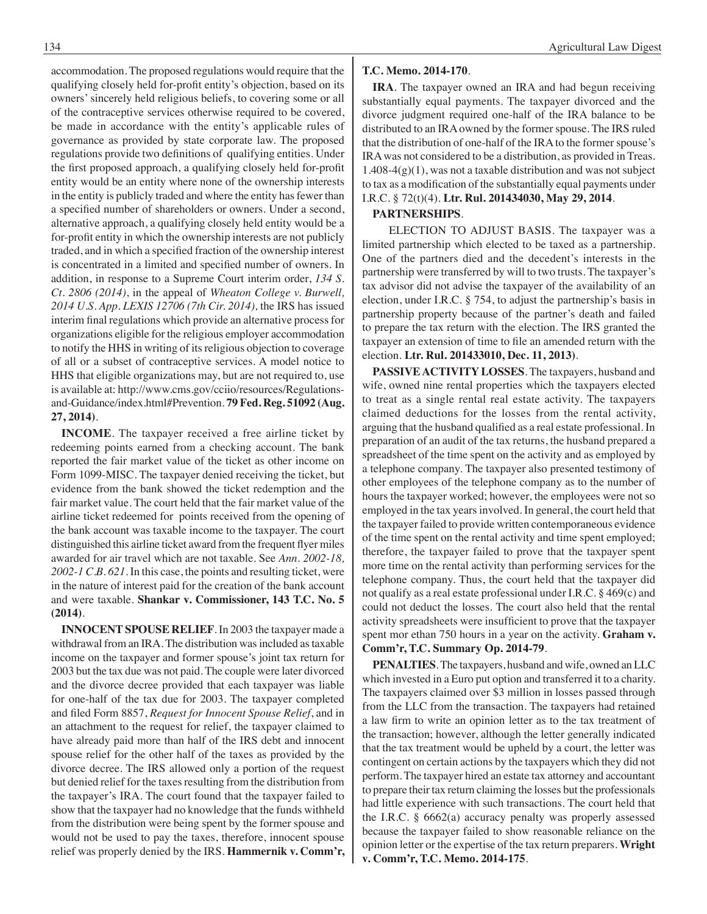accommodation. The proposed regulations would require that the qualifying closely held for-profit entity's objection, based on its owners' sincerely held religious beliefs, to covering some or all of the contraceptive services otherwise required to be covered, be made in accordance with the entity's applicable rules of governance as provided by state corporate law. The proposed regulations provide two definitions of qualifying entities. Under the first proposed approach, a qualifying closely held for-profit entity would be an entity where none of the ownership interests in the entity is publicly traded and where the entity has fewer than a specified number of shareholders or owners. Under a second, alternative approach, a qualifying closely held entity would be a for-profit entity in which the ownership interests are not publicly traded, and in which a specified fraction of the ownership interest is concentrated in a limited and specified number of owners. In addition, in response to a Supreme Court interim order, *134 S. Ct. 2806 (2014)*, in the appeal of *Wheaton College v. Burwell, 2014 U.S. App. LEXIS 12706 (7th Cir. 2014),* the IRS has issued interim final regulations which provide an alternative process for organizations eligible for the religious employer accommodation to notify the HHS in writing of its religious objection to coverage of all or a subset of contraceptive services. A model notice to HHS that eligible organizations may, but are not required to, use is available at: http://www.cms.gov/cciio/resources/Regulations-and-Guidance/index.html#Prevention. **79 Fed. Reg. 51092 (Aug. 27, 2014)**.

**INCOME**. The taxpayer received a free airline ticket by redeeming points earned from a checking account. The bank reported the fair market value of the ticket as other income on Form 1099-MISC. The taxpayer denied receiving the ticket, but evidence from the bank showed the ticket redemption and the fair market value. The court held that the fair market value of the airline ticket redeemed for points received from the opening of the bank account was taxable income to the taxpayer. The court distinguished this airline ticket award from the frequent flyer miles awarded for air travel which are not taxable. See *Ann. 2002-18, 2002-1 C.B. 621*. In this case, the points and resulting ticket, were in the nature of interest paid for the creation of the bank account and were taxable. **Shankar v. Commissioner, 143 T.C. No. 5 (2014)**.

**INNOCENT SPOUSE RELIEF**. In 2003 the taxpayer made a withdrawal from an IRA. The distribution was included as taxable income on the taxpayer and former spouse's joint tax return for 2003 but the tax due was not paid. The couple were later divorced and the divorce decree provided that each taxpayer was liable for one-half of the tax due for 2003. The taxpayer completed and filed Form 8857, *Request for Innocent Spouse Relief*, and in an attachment to the request for relief, the taxpayer claimed to have already paid more than half of the IRS debt and innocent spouse relief for the other half of the taxes as provided by the divorce decree. The IRS allowed only a portion of the request but denied relief for the taxes resulting from the distribution from the taxpayer's IRA. The court found that the taxpayer failed to show that the taxpayer had no knowledge that the funds withheld from the distribution were being spent by the former spouse and would not be used to pay the taxes, therefore, innocent spouse relief was properly denied by the IRS. **Hammernik v. Comm'r, T.C. Memo. 2014-170**.

**IRA**. The taxpayer owned an IRA and had begun receiving substantially equal payments. The taxpayer divorced and the divorce judgment required one-half of the IRA balance to be distributed to an IRA owned by the former spouse. The IRS ruled that the distribution of one-half of the IRA to the former spouse's IRA was not considered to be a distribution, as provided in Treas. 1.408-4(g)(1), was not a taxable distribution and was not subject to tax as a modification of the substantially equal payments under I.R.C. § 72(t)(4). **Ltr. Rul. 201434030, May 29, 2014**.

**PARTNERSHIPS**.

ELECTION TO ADJUST BASIS. The taxpayer was a limited partnership which elected to be taxed as a partnership. One of the partners died and the decedent's interests in the partnership were transferred by will to two trusts. The taxpayer's tax advisor did not advise the taxpayer of the availability of an election, under I.R.C. § 754, to adjust the partnership's basis in partnership property because of the partner's death and failed to prepare the tax return with the election. The IRS granted the taxpayer an extension of time to file an amended return with the election. **Ltr. Rul. 201433010, Dec. 11, 2013)**.

**PASSIVE ACTIVITY LOSSES**. The taxpayers, husband and wife, owned nine rental properties which the taxpayers elected to treat as a single rental real estate activity. The taxpayers claimed deductions for the losses from the rental activity, arguing that the husband qualified as a real estate professional. In preparation of an audit of the tax returns, the husband prepared a spreadsheet of the time spent on the activity and as employed by a telephone company. The taxpayer also presented testimony of other employees of the telephone company as to the number of hours the taxpayer worked; however, the employees were not so employed in the tax years involved. In general, the court held that the taxpayer failed to provide written contemporaneous evidence of the time spent on the rental activity and time spent employed; therefore, the taxpayer failed to prove that the taxpayer spent more time on the rental activity than performing services for the telephone company. Thus, the court held that the taxpayer did not qualify as a real estate professional under I.R.C. § 469(c) and could not deduct the losses. The court also held that the rental activity spreadsheets were insufficient to prove that the taxpayer spent mor ethan 750 hours in a year on the activity. **Graham v. Comm'r, T.C. Summary Op. 2014-79**.

**PENALTIES**. The taxpayers, husband and wife, owned an LLC which invested in a Euro put option and transferred it to a charity. The taxpayers claimed over $3 million in losses passed through from the LLC from the transaction. The taxpayers had retained a law firm to write an opinion letter as to the tax treatment of the transaction; however, although the letter generally indicated that the tax treatment would be upheld by a court, the letter was contingent on certain actions by the taxpayers which they did not perform. The taxpayer hired an estate tax attorney and accountant to prepare their tax return claiming the losses but the professionals had little experience with such transactions. The court held that the I.R.C. § 6662(a) accuracy penalty was properly assessed because the taxpayer failed to show reasonable reliance on the opinion letter or the expertise of the tax return preparers. **Wright v. Comm'r, T.C. Memo. 2014-175**.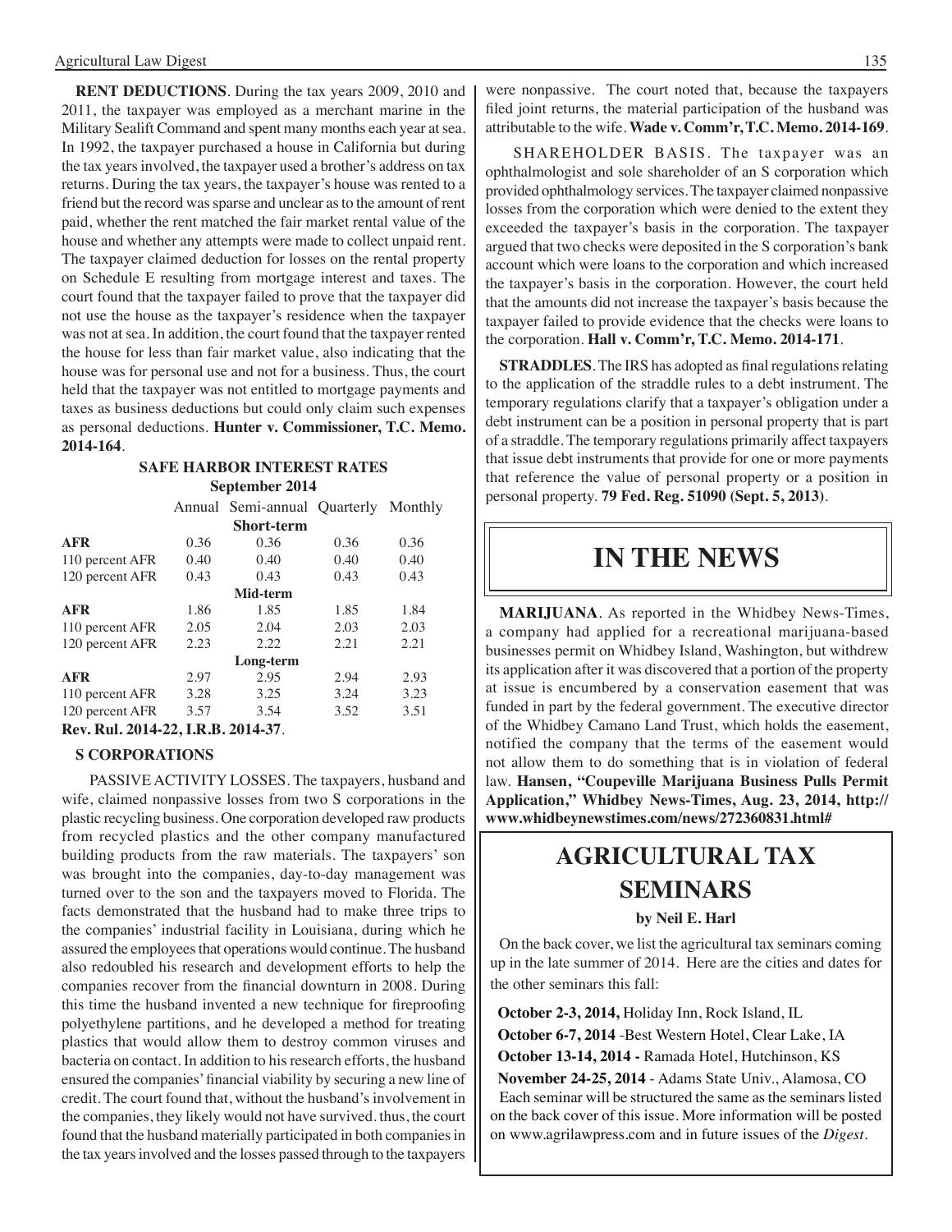**RENT DEDUCTIONS**. During the tax years 2009, 2010 and 2011, the taxpayer was employed as a merchant marine in the Military Sealift Command and spent many months each year at sea. In 1992, the taxpayer purchased a house in California but during the tax years involved, the taxpayer used a brother's address on tax returns. During the tax years, the taxpayer's house was rented to a friend but the record was sparse and unclear as to the amount of rent paid, whether the rent matched the fair market rental value of the house and whether any attempts were made to collect unpaid rent. The taxpayer claimed deduction for losses on the rental property on Schedule E resulting from mortgage interest and taxes. The court found that the taxpayer failed to prove that the taxpayer did not use the house as the taxpayer's residence when the taxpayer was not at sea. In addition, the court found that the taxpayer rented the house for less than fair market value, also indicating that the house was for personal use and not for a business. Thus, the court held that the taxpayer was not entitled to mortgage payments and taxes as business deductions but could only claim such expenses as personal deductions. **Hunter v. Commissioner, T.C. Memo. 2014-164**.

**SAFE HARBOR INTEREST RATES**
**September 2014**

| | Annual | Semi-annual | Quarterly | Monthly |
|---|---|---|---|---|
| | | **Short-term** | | |
| **AFR** | 0.36 | 0.36 | 0.36 | 0.36 |
| 110 percent AFR | 0.40 | 0.40 | 0.40 | 0.40 |
| 120 percent AFR | 0.43 | 0.43 | 0.43 | 0.43 |
| | | **Mid-term** | | |
| **AFR** | 1.86 | 1.85 | 1.85 | 1.84 |
| 110 percent AFR | 2.05 | 2.04 | 2.03 | 2.03 |
| 120 percent AFR | 2.23 | 2.22 | 2.21 | 2.21 |
| | | **Long-term** | | |
| **AFR** | 2.97 | 2.95 | 2.94 | 2.93 |
| 110 percent AFR | 3.28 | 3.25 | 3.24 | 3.23 |
| 120 percent AFR | 3.57 | 3.54 | 3.52 | 3.51 |

**Rev. Rul. 2014-22, I.R.B. 2014-37**.

**S CORPORATIONS**

PASSIVE ACTIVITY LOSSES. The taxpayers, husband and wife, claimed nonpassive losses from two S corporations in the plastic recycling business. One corporation developed raw products from recycled plastics and the other company manufactured building products from the raw materials. The taxpayers' son was brought into the companies, day-to-day management was turned over to the son and the taxpayers moved to Florida. The facts demonstrated that the husband had to make three trips to the companies' industrial facility in Louisiana, during which he assured the employees that operations would continue. The husband also redoubled his research and development efforts to help the companies recover from the financial downturn in 2008. During this time the husband invented a new technique for fireproofing polyethylene partitions, and he developed a method for treating plastics that would allow them to destroy common viruses and bacteria on contact. In addition to his research efforts, the husband ensured the companies' financial viability by securing a new line of credit. The court found that, without the husband's involvement in the companies, they likely would not have survived. thus, the court found that the husband materially participated in both companies in the tax years involved and the losses passed through to the taxpayers were nonpassive. The court noted that, because the taxpayers filed joint returns, the material participation of the husband was attributable to the wife. **Wade v. Comm'r, T.C. Memo. 2014-169**.

SHAREHOLDER BASIS. The taxpayer was an ophthalmologist and sole shareholder of an S corporation which provided ophthalmology services. The taxpayer claimed nonpassive losses from the corporation which were denied to the extent they exceeded the taxpayer's basis in the corporation. The taxpayer argued that two checks were deposited in the S corporation's bank account which were loans to the corporation and which increased the taxpayer's basis in the corporation. However, the court held that the amounts did not increase the taxpayer's basis because the taxpayer failed to provide evidence that the checks were loans to the corporation. **Hall v. Comm'r, T.C. Memo. 2014-171**.

**STRADDLES**. The IRS has adopted as final regulations relating to the application of the straddle rules to a debt instrument. The temporary regulations clarify that a taxpayer's obligation under a debt instrument can be a position in personal property that is part of a straddle. The temporary regulations primarily affect taxpayers that issue debt instruments that provide for one or more payments that reference the value of personal property or a position in personal property. **79 Fed. Reg. 51090 (Sept. 5, 2013)**.

# IN THE NEWS

**MARIJUANA**. As reported in the Whidbey News-Times, a company had applied for a recreational marijuana-based businesses permit on Whidbey Island, Washington, but withdrew its application after it was discovered that a portion of the property at issue is encumbered by a conservation easement that was funded in part by the federal government. The executive director of the Whidbey Camano Land Trust, which holds the easement, notified the company that the terms of the easement would not allow them to do something that is in violation of federal law. **Hansen, "Coupeville Marijuana Business Pulls Permit Application," Whidbey News-Times, Aug. 23, 2014, http://www.whidbeynewstimes.com/news/272360831.html#**

# AGRICULTURAL TAX SEMINARS

**by Neil E. Harl**

On the back cover, we list the agricultural tax seminars coming up in the late summer of 2014. Here are the cities and dates for the other seminars this fall:

**October 2-3, 2014,** Holiday Inn, Rock Island, IL

**October 6-7, 2014** -Best Western Hotel, Clear Lake, IA

**October 13-14, 2014 -** Ramada Hotel, Hutchinson, KS

**November 24-25, 2014** - Adams State Univ., Alamosa, CO

Each seminar will be structured the same as the seminars listed on the back cover of this issue. More information will be posted on www.agrilawpress.com and in future issues of the *Digest*.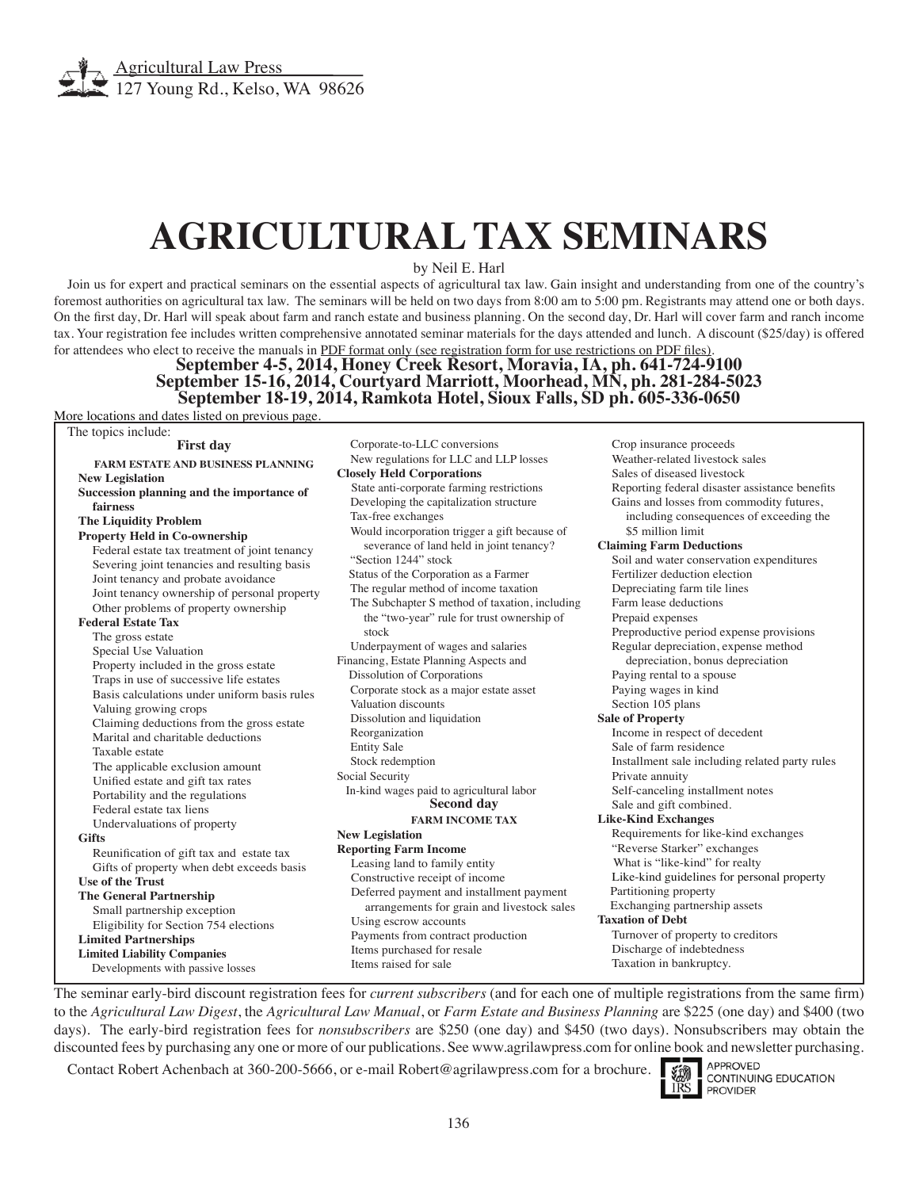Agricultural Law Press
127 Young Rd., Kelso, WA 98626

# AGRICULTURAL TAX SEMINARS

by Neil E. Harl

Join us for expert and practical seminars on the essential aspects of agricultural tax law. Gain insight and understanding from one of the country's foremost authorities on agricultural tax law. The seminars will be held on two days from 8:00 am to 5:00 pm. Registrants may attend one or both days. On the first day, Dr. Harl will speak about farm and ranch estate and business planning. On the second day, Dr. Harl will cover farm and ranch income tax. Your registration fee includes written comprehensive annotated seminar materials for the days attended and lunch. A discount ($25/day) is offered for attendees who elect to receive the manuals in PDF format only (see registration form for use restrictions on PDF files).

**September 4-5, 2014, Honey Creek Resort, Moravia, IA, ph. 641-724-9100**
**September 15-16, 2014, Courtyard Marriott, Moorhead, MN, ph. 281-284-5023**
**September 18-19, 2014, Ramkota Hotel, Sioux Falls, SD ph. 605-336-0650**

More locations and dates listed on previous page.

The topics include:

**First day**

**FARM ESTATE AND BUSINESS PLANNING**

**New Legislation**
**Succession planning and the importance of fairness**
**The Liquidity Problem**
**Property Held in Co-ownership**
- Federal estate tax treatment of joint tenancy
- Severing joint tenancies and resulting basis
- Joint tenancy and probate avoidance
- Joint tenancy ownership of personal property
- Other problems of property ownership

**Federal Estate Tax**
- The gross estate
- Special Use Valuation
- Property included in the gross estate
- Traps in use of successive life estates
- Basis calculations under uniform basis rules
- Valuing growing crops
- Claiming deductions from the gross estate
- Marital and charitable deductions
- Taxable estate
- The applicable exclusion amount
- Unified estate and gift tax rates
- Portability and the regulations
- Federal estate tax liens
- Undervaluations of property

**Gifts**
- Reunification of gift tax and estate tax
- Gifts of property when debt exceeds basis

**Use of the Trust**
**The General Partnership**
- Small partnership exception
- Eligibility for Section 754 elections

**Limited Partnerships**
**Limited Liability Companies**
- Developments with passive losses
- Corporate-to-LLC conversions
- New regulations for LLC and LLP losses

**Closely Held Corporations**
- State anti-corporate farming restrictions
- Developing the capitalization structure
- Tax-free exchanges
- Would incorporation trigger a gift because of severance of land held in joint tenancy?
- "Section 1244" stock
- Status of the Corporation as a Farmer
- The regular method of income taxation
- The Subchapter S method of taxation, including the "two-year" rule for trust ownership of stock
- Underpayment of wages and salaries

Financing, Estate Planning Aspects and Dissolution of Corporations
- Corporate stock as a major estate asset
- Valuation discounts
- Dissolution and liquidation
- Reorganization
- Entity Sale
- Stock redemption

Social Security
- In-kind wages paid to agricultural labor

**Second day**

**FARM INCOME TAX**

**New Legislation**
**Reporting Farm Income**
- Leasing land to family entity
- Constructive receipt of income
- Deferred payment and installment payment arrangements for grain and livestock sales
- Using escrow accounts
- Payments from contract production
- Items purchased for resale
- Items raised for sale
- Crop insurance proceeds
- Weather-related livestock sales
- Sales of diseased livestock
- Reporting federal disaster assistance benefits
- Gains and losses from commodity futures, including consequences of exceeding the $5 million limit

**Claiming Farm Deductions**
- Soil and water conservation expenditures
- Fertilizer deduction election
- Depreciating farm tile lines
- Farm lease deductions
- Prepaid expenses
- Preproductive period expense provisions
- Regular depreciation, expense method depreciation, bonus depreciation
- Paying rental to a spouse
- Paying wages in kind
- Section 105 plans

**Sale of Property**
- Income in respect of decedent
- Sale of farm residence
- Installment sale including related party rules
- Private annuity
- Self-canceling installment notes
- Sale and gift combined.

**Like-Kind Exchanges**
- Requirements for like-kind exchanges
- "Reverse Starker" exchanges
- What is "like-kind" for realty
- Like-kind guidelines for personal property
- Partitioning property
- Exchanging partnership assets

**Taxation of Debt**
- Turnover of property to creditors
- Discharge of indebtedness
- Taxation in bankruptcy.

The seminar early-bird discount registration fees for *current subscribers* (and for each one of multiple registrations from the same firm) to the *Agricultural Law Digest*, the *Agricultural Law Manual*, or *Farm Estate and Business Planning* are $225 (one day) and $400 (two days). The early-bird registration fees for *nonsubscribers* are $250 (one day) and $450 (two days). Nonsubscribers may obtain the discounted fees by purchasing any one or more of our publications. See www.agrilawpress.com for online book and newsletter purchasing.

Contact Robert Achenbach at 360-200-5666, or e-mail Robert@agrilawpress.com for a brochure.

IRS APPROVED CONTINUING EDUCATION PROVIDER